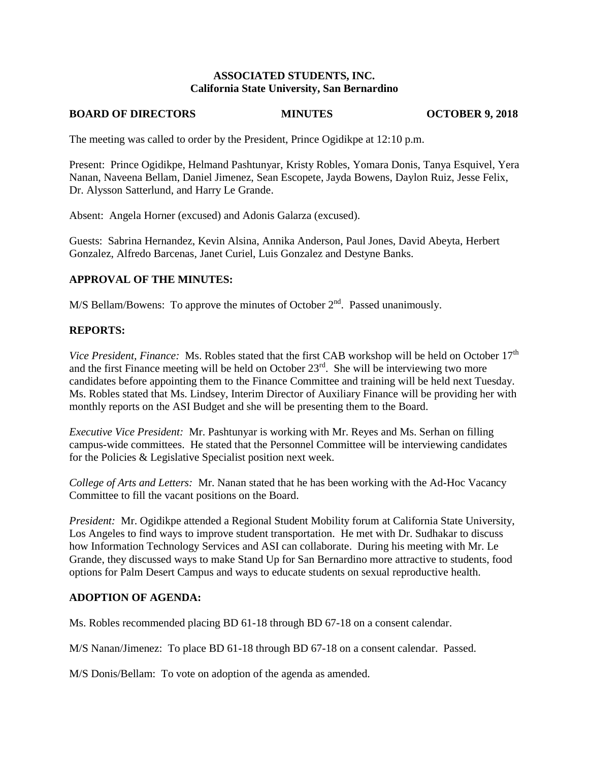**ASSOCIATED STUDENTS, INC.**
**California State University, San Bernardino**

**BOARD OF DIRECTORS MINUTES OCTOBER 9, 2018**

The meeting was called to order by the President, Prince Ogidikpe at 12:10 p.m.

Present: Prince Ogidikpe, Helmand Pashtunyar, Kristy Robles, Yomara Donis, Tanya Esquivel, Yera Nanan, Naveena Bellam, Daniel Jimenez, Sean Escopete, Jayda Bowens, Daylon Ruiz, Jesse Felix, Dr. Alysson Satterlund, and Harry Le Grande.

Absent: Angela Horner (excused) and Adonis Galarza (excused).

Guests: Sabrina Hernandez, Kevin Alsina, Annika Anderson, Paul Jones, David Abeyta, Herbert Gonzalez, Alfredo Barcenas, Janet Curiel, Luis Gonzalez and Destyne Banks.

## APPROVAL OF THE MINUTES:

M/S Bellam/Bowens: To approve the minutes of October 2nd. Passed unanimously.

## REPORTS:

*Vice President, Finance:* Ms. Robles stated that the first CAB workshop will be held on October 17th and the first Finance meeting will be held on October 23rd. She will be interviewing two more candidates before appointing them to the Finance Committee and training will be held next Tuesday. Ms. Robles stated that Ms. Lindsey, Interim Director of Auxiliary Finance will be providing her with monthly reports on the ASI Budget and she will be presenting them to the Board.

*Executive Vice President:* Mr. Pashtunyar is working with Mr. Reyes and Ms. Serhan on filling campus-wide committees. He stated that the Personnel Committee will be interviewing candidates for the Policies & Legislative Specialist position next week.

*College of Arts and Letters:* Mr. Nanan stated that he has been working with the Ad-Hoc Vacancy Committee to fill the vacant positions on the Board.

*President:* Mr. Ogidikpe attended a Regional Student Mobility forum at California State University, Los Angeles to find ways to improve student transportation. He met with Dr. Sudhakar to discuss how Information Technology Services and ASI can collaborate. During his meeting with Mr. Le Grande, they discussed ways to make Stand Up for San Bernardino more attractive to students, food options for Palm Desert Campus and ways to educate students on sexual reproductive health.

## ADOPTION OF AGENDA:

Ms. Robles recommended placing BD 61-18 through BD 67-18 on a consent calendar.

M/S Nanan/Jimenez: To place BD 61-18 through BD 67-18 on a consent calendar. Passed.

M/S Donis/Bellam: To vote on adoption of the agenda as amended.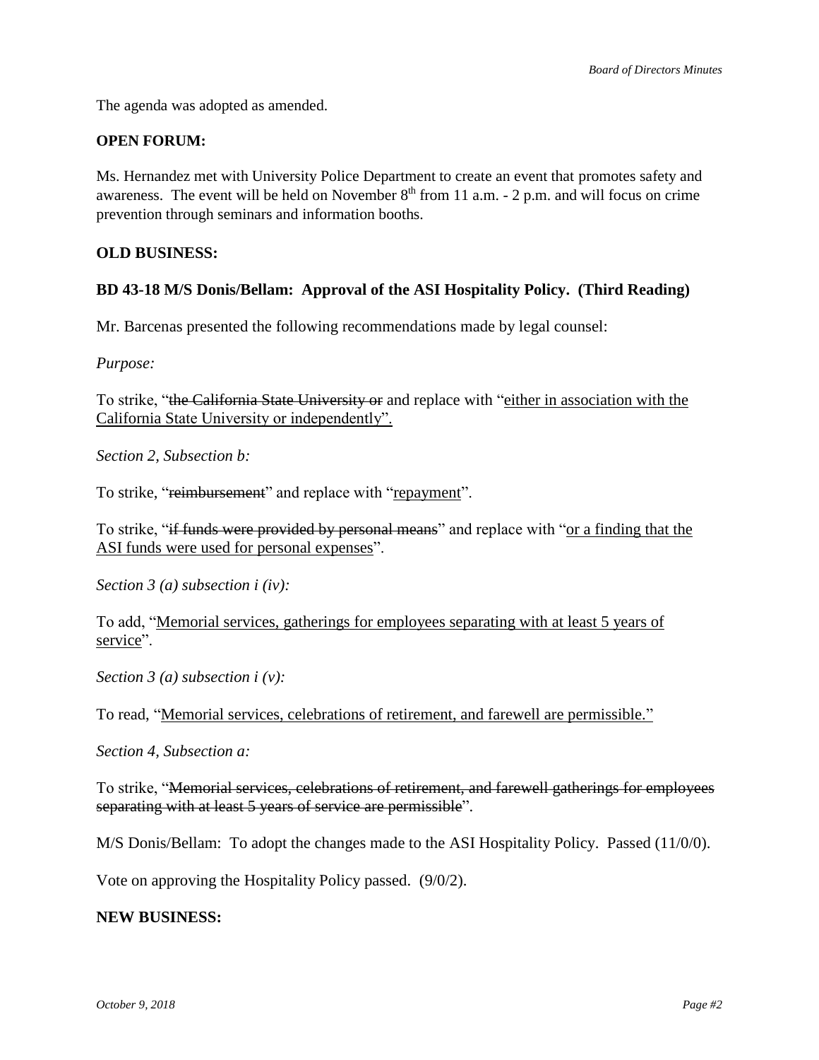The agenda was adopted as amended.

**OPEN FORUM:**

Ms. Hernandez met with University Police Department to create an event that promotes safety and awareness. The event will be held on November 8th from 11 a.m. - 2 p.m. and will focus on crime prevention through seminars and information booths.

**OLD BUSINESS:**

**BD 43-18 M/S Donis/Bellam: Approval of the ASI Hospitality Policy. (Third Reading)**

Mr. Barcenas presented the following recommendations made by legal counsel:

*Purpose:*

To strike, "~~the California State University or~~ and replace with "<u>either in association with the California State University or independently</u>".

*Section 2, Subsection b:*

To strike, "~~reimbursement~~" and replace with "<u>repayment</u>".

To strike, "~~if funds were provided by personal means~~" and replace with "<u>or a finding that the ASI funds were used for personal expenses</u>".

*Section 3 (a) subsection i (iv):*

To add, "<u>Memorial services, gatherings for employees separating with at least 5 years of service</u>".

*Section 3 (a) subsection i (v):*

To read, "<u>Memorial services, celebrations of retirement, and farewell are permissible.</u>"

*Section 4, Subsection a:*

To strike, "~~Memorial services, celebrations of retirement, and farewell gatherings for employees separating with at least 5 years of service are permissible~~".

M/S Donis/Bellam: To adopt the changes made to the ASI Hospitality Policy. Passed (11/0/0).

Vote on approving the Hospitality Policy passed. (9/0/2).

**NEW BUSINESS:**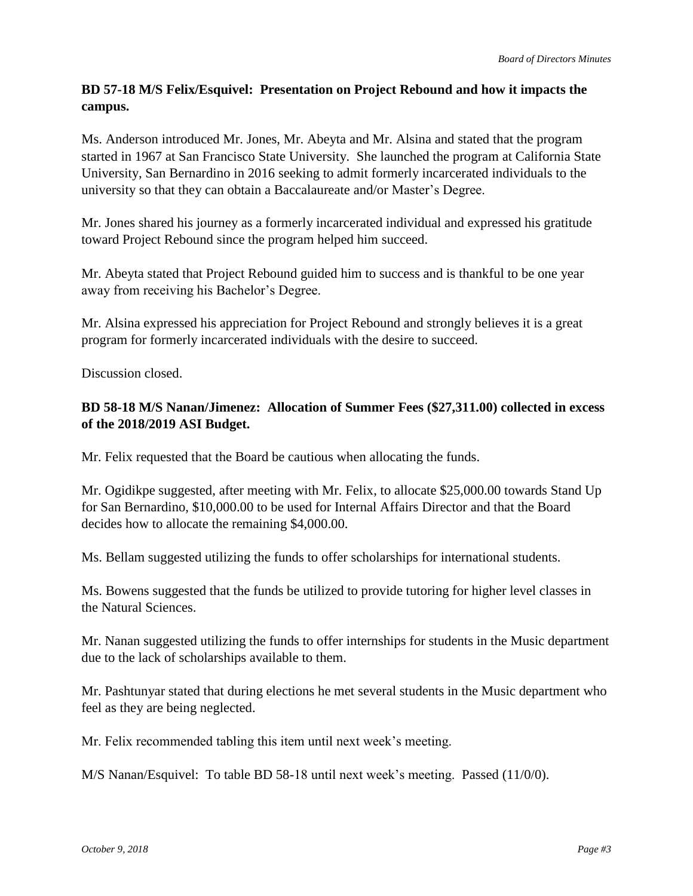**BD 57-18 M/S Felix/Esquivel: Presentation on Project Rebound and how it impacts the campus.**

Ms. Anderson introduced Mr. Jones, Mr. Abeyta and Mr. Alsina and stated that the program started in 1967 at San Francisco State University. She launched the program at California State University, San Bernardino in 2016 seeking to admit formerly incarcerated individuals to the university so that they can obtain a Baccalaureate and/or Master's Degree.

Mr. Jones shared his journey as a formerly incarcerated individual and expressed his gratitude toward Project Rebound since the program helped him succeed.

Mr. Abeyta stated that Project Rebound guided him to success and is thankful to be one year away from receiving his Bachelor's Degree.

Mr. Alsina expressed his appreciation for Project Rebound and strongly believes it is a great program for formerly incarcerated individuals with the desire to succeed.

Discussion closed.

**BD 58-18 M/S Nanan/Jimenez: Allocation of Summer Fees ($27,311.00) collected in excess of the 2018/2019 ASI Budget.**

Mr. Felix requested that the Board be cautious when allocating the funds.

Mr. Ogidikpe suggested, after meeting with Mr. Felix, to allocate $25,000.00 towards Stand Up for San Bernardino, $10,000.00 to be used for Internal Affairs Director and that the Board decides how to allocate the remaining $4,000.00.

Ms. Bellam suggested utilizing the funds to offer scholarships for international students.

Ms. Bowens suggested that the funds be utilized to provide tutoring for higher level classes in the Natural Sciences.

Mr. Nanan suggested utilizing the funds to offer internships for students in the Music department due to the lack of scholarships available to them.

Mr. Pashtunyar stated that during elections he met several students in the Music department who feel as they are being neglected.

Mr. Felix recommended tabling this item until next week's meeting.

M/S Nanan/Esquivel: To table BD 58-18 until next week's meeting. Passed (11/0/0).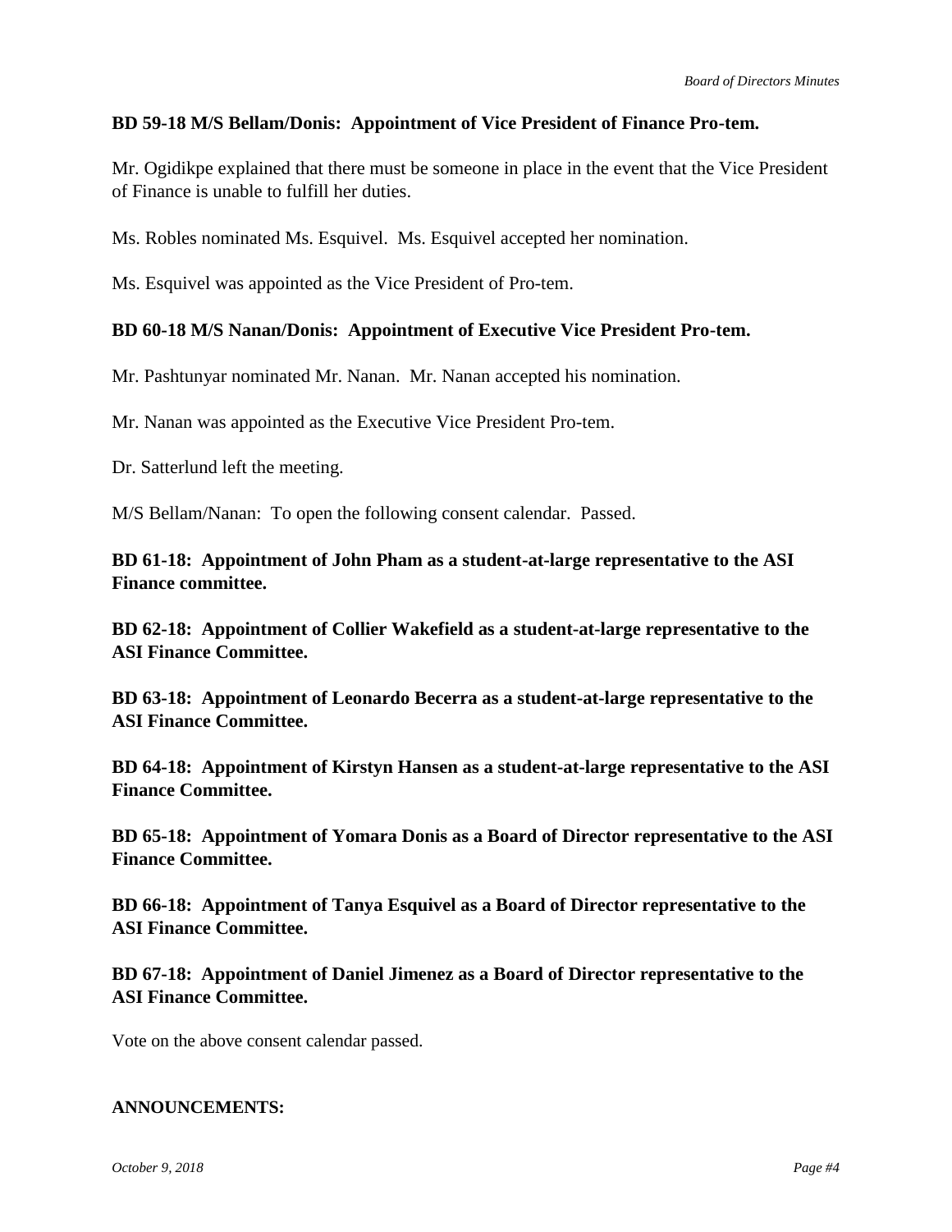**BD 59-18 M/S Bellam/Donis: Appointment of Vice President of Finance Pro-tem.**

Mr. Ogidikpe explained that there must be someone in place in the event that the Vice President of Finance is unable to fulfill her duties.

Ms. Robles nominated Ms. Esquivel. Ms. Esquivel accepted her nomination.

Ms. Esquivel was appointed as the Vice President of Pro-tem.

**BD 60-18 M/S Nanan/Donis: Appointment of Executive Vice President Pro-tem.**

Mr. Pashtunyar nominated Mr. Nanan. Mr. Nanan accepted his nomination.

Mr. Nanan was appointed as the Executive Vice President Pro-tem.

Dr. Satterlund left the meeting.

M/S Bellam/Nanan: To open the following consent calendar. Passed.

**BD 61-18: Appointment of John Pham as a student-at-large representative to the ASI Finance committee.**

**BD 62-18: Appointment of Collier Wakefield as a student-at-large representative to the ASI Finance Committee.**

**BD 63-18: Appointment of Leonardo Becerra as a student-at-large representative to the ASI Finance Committee.**

**BD 64-18: Appointment of Kirstyn Hansen as a student-at-large representative to the ASI Finance Committee.**

**BD 65-18: Appointment of Yomara Donis as a Board of Director representative to the ASI Finance Committee.**

**BD 66-18: Appointment of Tanya Esquivel as a Board of Director representative to the ASI Finance Committee.**

**BD 67-18: Appointment of Daniel Jimenez as a Board of Director representative to the ASI Finance Committee.**

Vote on the above consent calendar passed.

**ANNOUNCEMENTS:**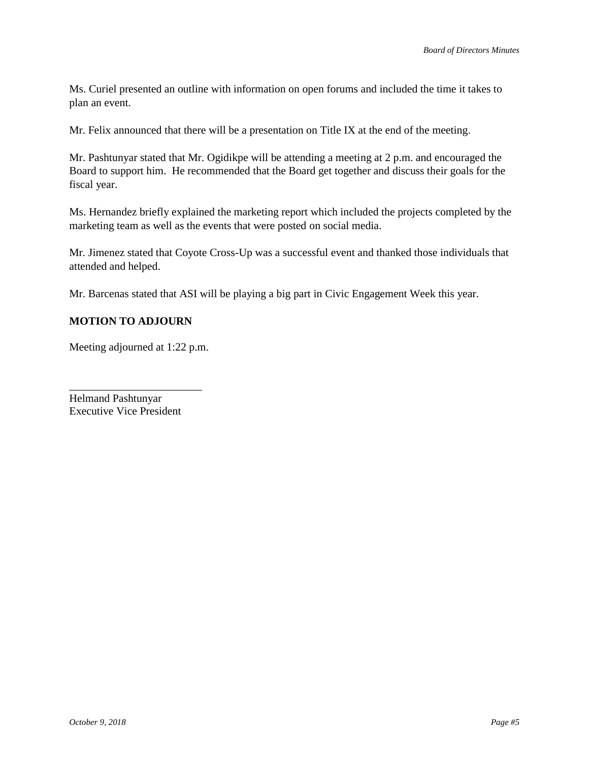Ms. Curiel presented an outline with information on open forums and included the time it takes to plan an event.

Mr. Felix announced that there will be a presentation on Title IX at the end of the meeting.

Mr. Pashtunyar stated that Mr. Ogidikpe will be attending a meeting at 2 p.m. and encouraged the Board to support him. He recommended that the Board get together and discuss their goals for the fiscal year.

Ms. Hernandez briefly explained the marketing report which included the projects completed by the marketing team as well as the events that were posted on social media.

Mr. Jimenez stated that Coyote Cross-Up was a successful event and thanked those individuals that attended and helped.

Mr. Barcenas stated that ASI will be playing a big part in Civic Engagement Week this year.

**MOTION TO ADJOURN**

Meeting adjourned at 1:22 p.m.

________________________

Helmand Pashtunyar
Executive Vice President